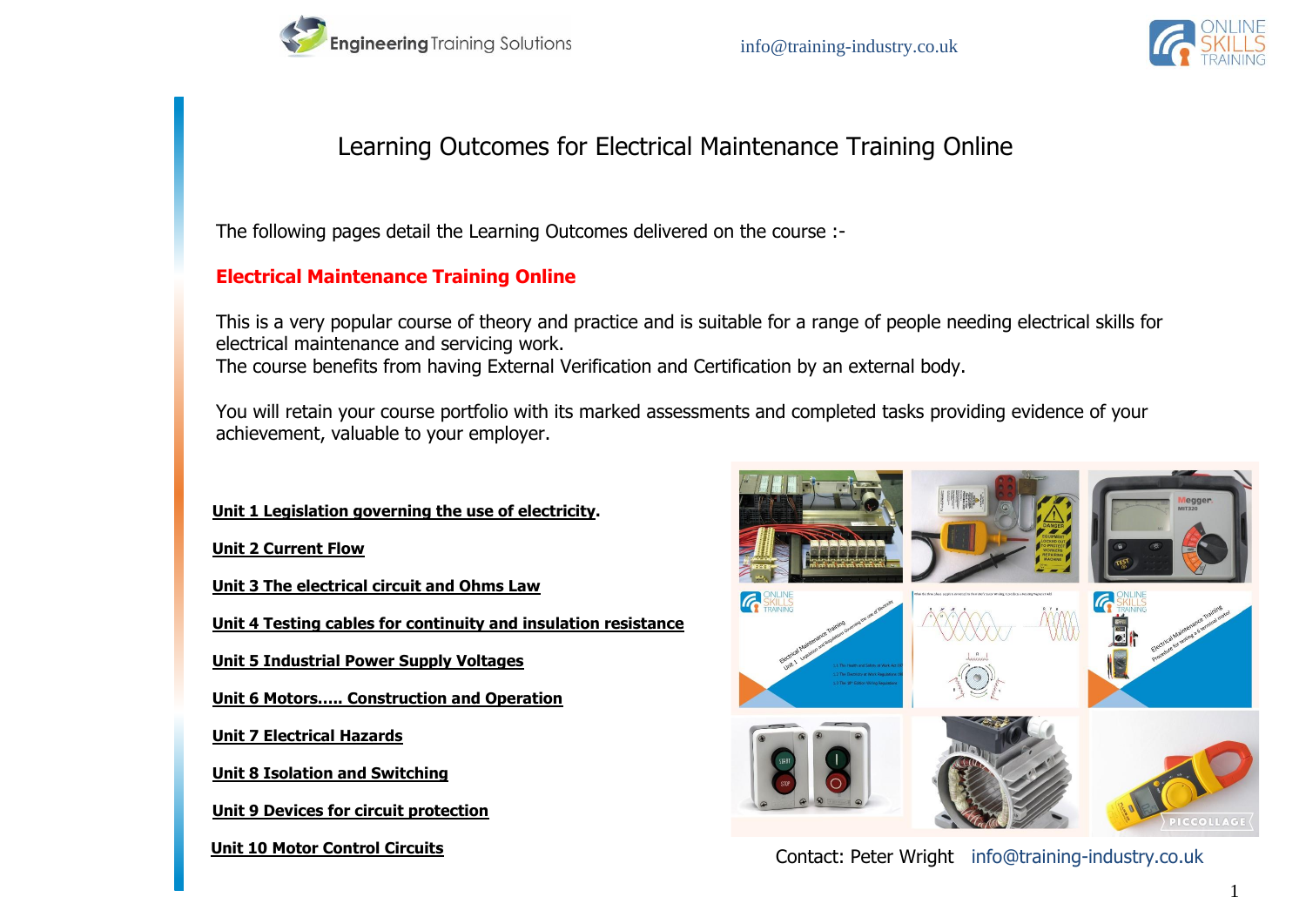Engineering Training Solutions    info@training-industry.co.uk    ONLINE SKILLS TRAINING

# Learning Outcomes for Electrical Maintenance Training Online

The following pages detail the Learning Outcomes delivered on the course :-

**Electrical Maintenance Training Online**

This is a very popular course of theory and practice and is suitable for a range of people needing electrical skills for electrical maintenance and servicing work.
The course benefits from having External Verification and Certification by an external body.

You will retain your course portfolio with its marked assessments and completed tasks providing evidence of your achievement, valuable to your employer.

**Unit 1 Legislation governing the use of electricity**.

**Unit 2 Current Flow**

**Unit 3 The electrical circuit and Ohms Law**

**Unit 4 Testing cables for continuity and insulation resistance**

**Unit 5 Industrial Power Supply Voltages**

**Unit 6 Motors….. Construction and Operation**

**Unit 7 Electrical Hazards**

**Unit 8 Isolation and Switching**

**Unit 9 Devices for circuit protection**

**Unit 10 Motor Control Circuits**

Contact: Peter Wright info@training-industry.co.uk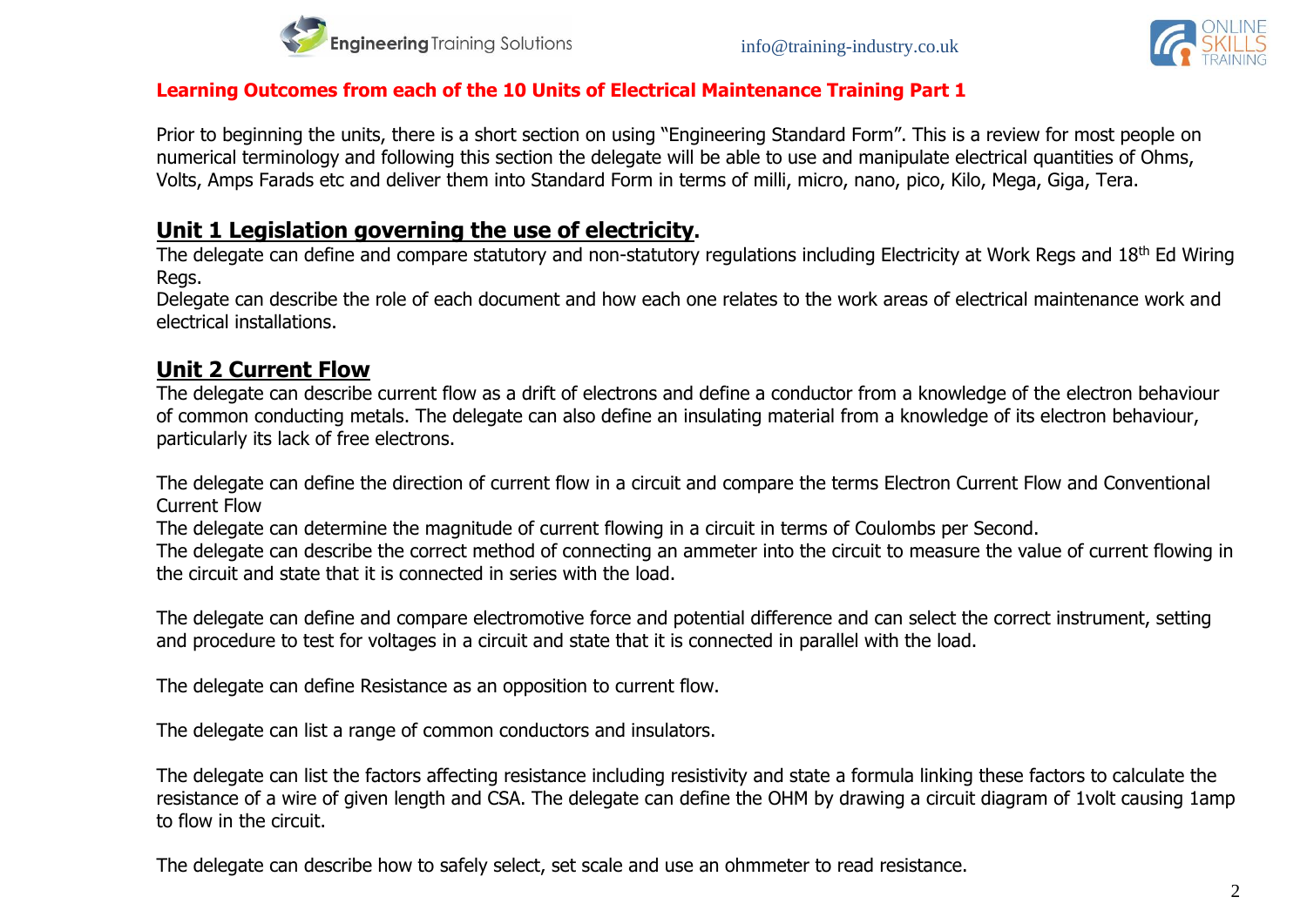**Learning Outcomes from each of the 10 Units of Electrical Maintenance Training Part 1**

Prior to beginning the units, there is a short section on using "Engineering Standard Form". This is a review for most people on numerical terminology and following this section the delegate will be able to use and manipulate electrical quantities of Ohms, Volts, Amps Farads etc and deliver them into Standard Form in terms of milli, micro, nano, pico, Kilo, Mega, Giga, Tera.

## Unit 1 Legislation governing the use of electricity.

The delegate can define and compare statutory and non-statutory regulations including Electricity at Work Regs and 18th Ed Wiring Regs.
Delegate can describe the role of each document and how each one relates to the work areas of electrical maintenance work and electrical installations.

## Unit 2 Current Flow

The delegate can describe current flow as a drift of electrons and define a conductor from a knowledge of the electron behaviour of common conducting metals. The delegate can also define an insulating material from a knowledge of its electron behaviour, particularly its lack of free electrons.

The delegate can define the direction of current flow in a circuit and compare the terms Electron Current Flow and Conventional Current Flow
The delegate can determine the magnitude of current flowing in a circuit in terms of Coulombs per Second.
The delegate can describe the correct method of connecting an ammeter into the circuit to measure the value of current flowing in the circuit and state that it is connected in series with the load.

The delegate can define and compare electromotive force and potential difference and can select the correct instrument, setting and procedure to test for voltages in a circuit and state that it is connected in parallel with the load.

The delegate can define Resistance as an opposition to current flow.

The delegate can list a range of common conductors and insulators.

The delegate can list the factors affecting resistance including resistivity and state a formula linking these factors to calculate the resistance of a wire of given length and CSA. The delegate can define the OHM by drawing a circuit diagram of 1volt causing 1amp to flow in the circuit.

The delegate can describe how to safely select, set scale and use an ohmmeter to read resistance.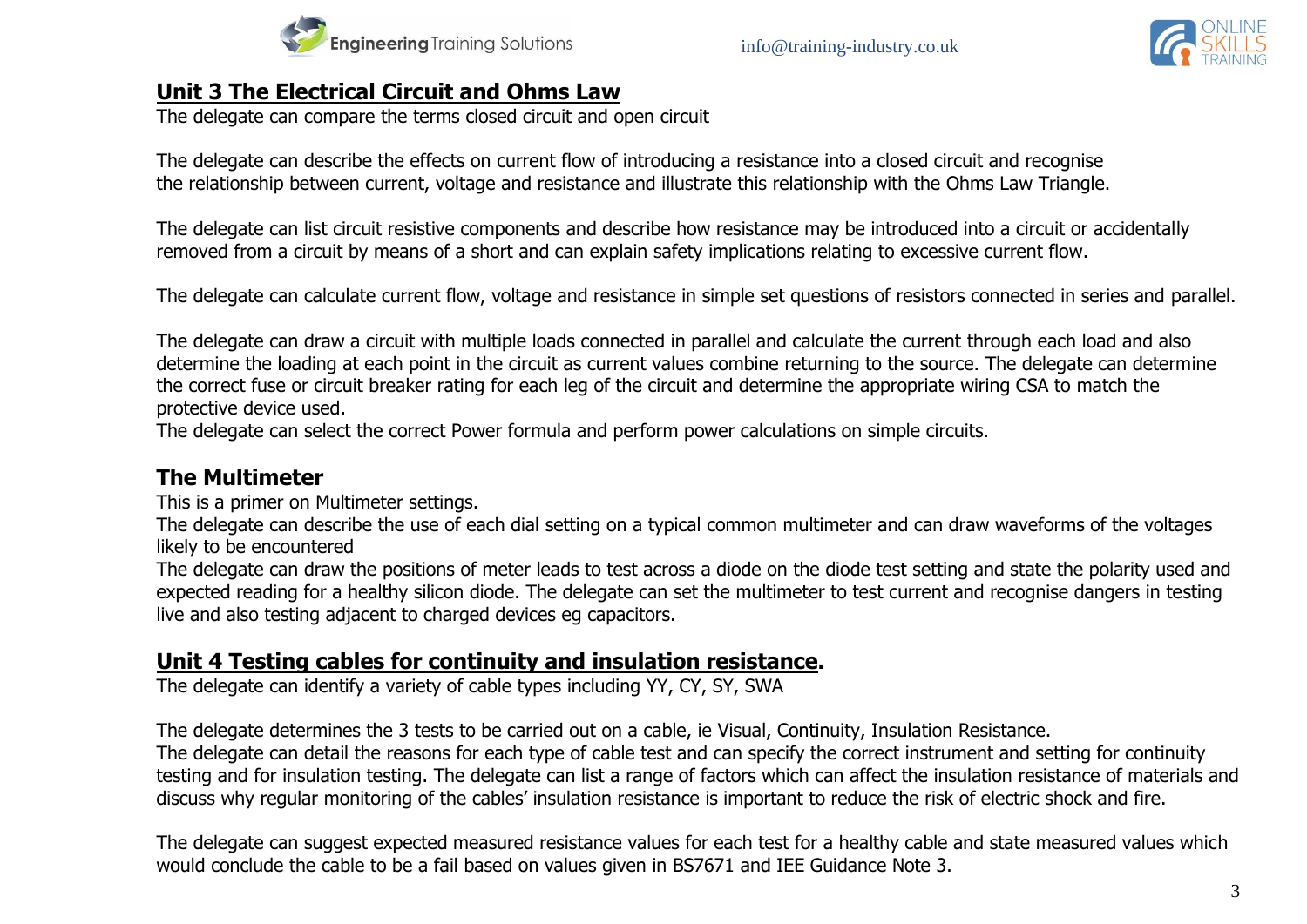## Unit 3 The Electrical Circuit and Ohms Law

The delegate can compare the terms closed circuit and open circuit

The delegate can describe the effects on current flow of introducing a resistance into a closed circuit and recognise the relationship between current, voltage and resistance and illustrate this relationship with the Ohms Law Triangle.

The delegate can list circuit resistive components and describe how resistance may be introduced into a circuit or accidentally removed from a circuit by means of a short and can explain safety implications relating to excessive current flow.

The delegate can calculate current flow, voltage and resistance in simple set questions of resistors connected in series and parallel.

The delegate can draw a circuit with multiple loads connected in parallel and calculate the current through each load and also determine the loading at each point in the circuit as current values combine returning to the source. The delegate can determine the correct fuse or circuit breaker rating for each leg of the circuit and determine the appropriate wiring CSA to match the protective device used.
The delegate can select the correct Power formula and perform power calculations on simple circuits.

### The Multimeter

This is a primer on Multimeter settings.
The delegate can describe the use of each dial setting on a typical common multimeter and can draw waveforms of the voltages likely to be encountered
The delegate can draw the positions of meter leads to test across a diode on the diode test setting and state the polarity used and expected reading for a healthy silicon diode. The delegate can set the multimeter to test current and recognise dangers in testing live and also testing adjacent to charged devices eg capacitors.

## Unit 4 Testing cables for continuity and insulation resistance.

The delegate can identify a variety of cable types including YY, CY, SY, SWA

The delegate determines the 3 tests to be carried out on a cable, ie Visual, Continuity, Insulation Resistance.
The delegate can detail the reasons for each type of cable test and can specify the correct instrument and setting for continuity testing and for insulation testing. The delegate can list a range of factors which can affect the insulation resistance of materials and discuss why regular monitoring of the cables' insulation resistance is important to reduce the risk of electric shock and fire.

The delegate can suggest expected measured resistance values for each test for a healthy cable and state measured values which would conclude the cable to be a fail based on values given in BS7671 and IEE Guidance Note 3.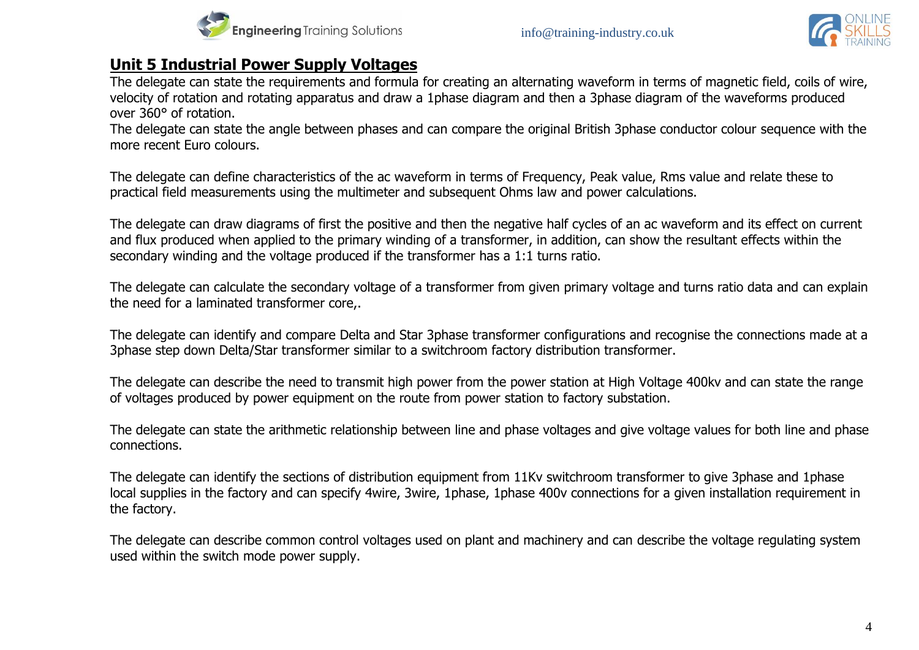## Unit 5 Industrial Power Supply Voltages

The delegate can state the requirements and formula for creating an alternating waveform in terms of magnetic field, coils of wire, velocity of rotation and rotating apparatus and draw a 1phase diagram and then a 3phase diagram of the waveforms produced over 360° of rotation.
The delegate can state the angle between phases and can compare the original British 3phase conductor colour sequence with the more recent Euro colours.

The delegate can define characteristics of the ac waveform in terms of Frequency, Peak value, Rms value and relate these to practical field measurements using the multimeter and subsequent Ohms law and power calculations.

The delegate can draw diagrams of first the positive and then the negative half cycles of an ac waveform and its effect on current and flux produced when applied to the primary winding of a transformer, in addition, can show the resultant effects within the secondary winding and the voltage produced if the transformer has a 1:1 turns ratio.

The delegate can calculate the secondary voltage of a transformer from given primary voltage and turns ratio data and can explain the need for a laminated transformer core,.

The delegate can identify and compare Delta and Star 3phase transformer configurations and recognise the connections made at a 3phase step down Delta/Star transformer similar to a switchroom factory distribution transformer.

The delegate can describe the need to transmit high power from the power station at High Voltage 400kv and can state the range of voltages produced by power equipment on the route from power station to factory substation.

The delegate can state the arithmetic relationship between line and phase voltages and give voltage values for both line and phase connections.

The delegate can identify the sections of distribution equipment from 11Kv switchroom transformer to give 3phase and 1phase local supplies in the factory and can specify 4wire, 3wire, 1phase, 1phase 400v connections for a given installation requirement in the factory.

The delegate can describe common control voltages used on plant and machinery and can describe the voltage regulating system used within the switch mode power supply.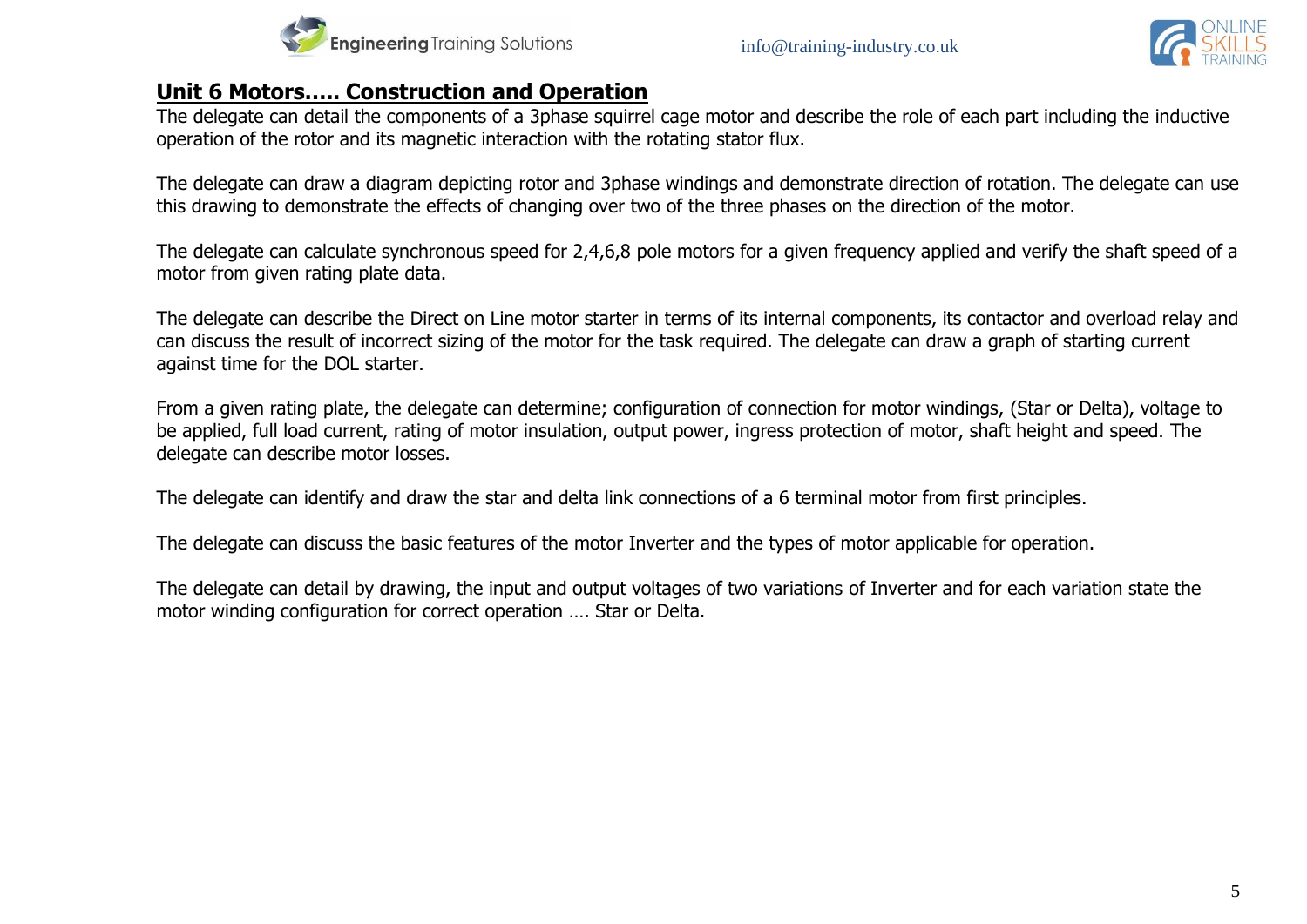## Unit 6 Motors….. Construction and Operation

The delegate can detail the components of a 3phase squirrel cage motor and describe the role of each part including the inductive operation of the rotor and its magnetic interaction with the rotating stator flux.

The delegate can draw a diagram depicting rotor and 3phase windings and demonstrate direction of rotation. The delegate can use this drawing to demonstrate the effects of changing over two of the three phases on the direction of the motor.

The delegate can calculate synchronous speed for 2,4,6,8 pole motors for a given frequency applied and verify the shaft speed of a motor from given rating plate data.

The delegate can describe the Direct on Line motor starter in terms of its internal components, its contactor and overload relay and can discuss the result of incorrect sizing of the motor for the task required. The delegate can draw a graph of starting current against time for the DOL starter.

From a given rating plate, the delegate can determine; configuration of connection for motor windings, (Star or Delta), voltage to be applied, full load current, rating of motor insulation, output power, ingress protection of motor, shaft height and speed. The delegate can describe motor losses.

The delegate can identify and draw the star and delta link connections of a 6 terminal motor from first principles.

The delegate can discuss the basic features of the motor Inverter and the types of motor applicable for operation.

The delegate can detail by drawing, the input and output voltages of two variations of Inverter and for each variation state the motor winding configuration for correct operation …. Star or Delta.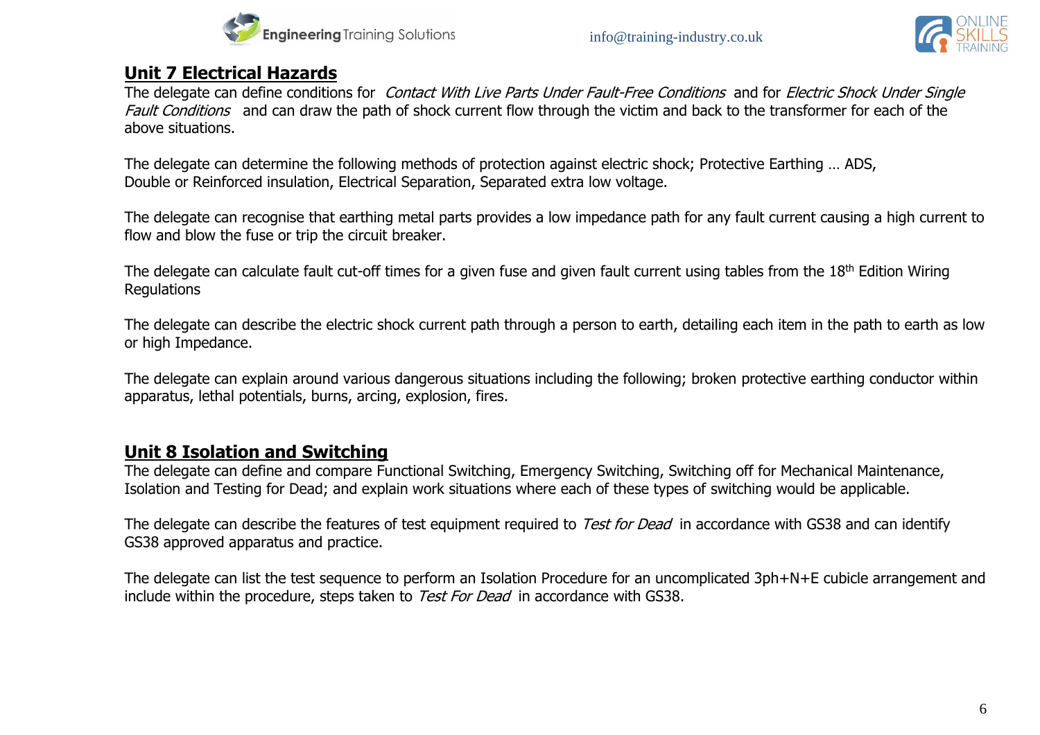## Unit 7 Electrical Hazards

The delegate can define conditions for *Contact With Live Parts Under Fault-Free Conditions* and for *Electric Shock Under Single Fault Conditions* and can draw the path of shock current flow through the victim and back to the transformer for each of the above situations.

The delegate can determine the following methods of protection against electric shock; Protective Earthing … ADS, Double or Reinforced insulation, Electrical Separation, Separated extra low voltage.

The delegate can recognise that earthing metal parts provides a low impedance path for any fault current causing a high current to flow and blow the fuse or trip the circuit breaker.

The delegate can calculate fault cut-off times for a given fuse and given fault current using tables from the 18th Edition Wiring Regulations

The delegate can describe the electric shock current path through a person to earth, detailing each item in the path to earth as low or high Impedance.

The delegate can explain around various dangerous situations including the following; broken protective earthing conductor within apparatus, lethal potentials, burns, arcing, explosion, fires.

## Unit 8 Isolation and Switching

The delegate can define and compare Functional Switching, Emergency Switching, Switching off for Mechanical Maintenance, Isolation and Testing for Dead; and explain work situations where each of these types of switching would be applicable.

The delegate can describe the features of test equipment required to *Test for Dead* in accordance with GS38 and can identify GS38 approved apparatus and practice.

The delegate can list the test sequence to perform an Isolation Procedure for an uncomplicated 3ph+N+E cubicle arrangement and include within the procedure, steps taken to *Test For Dead* in accordance with GS38.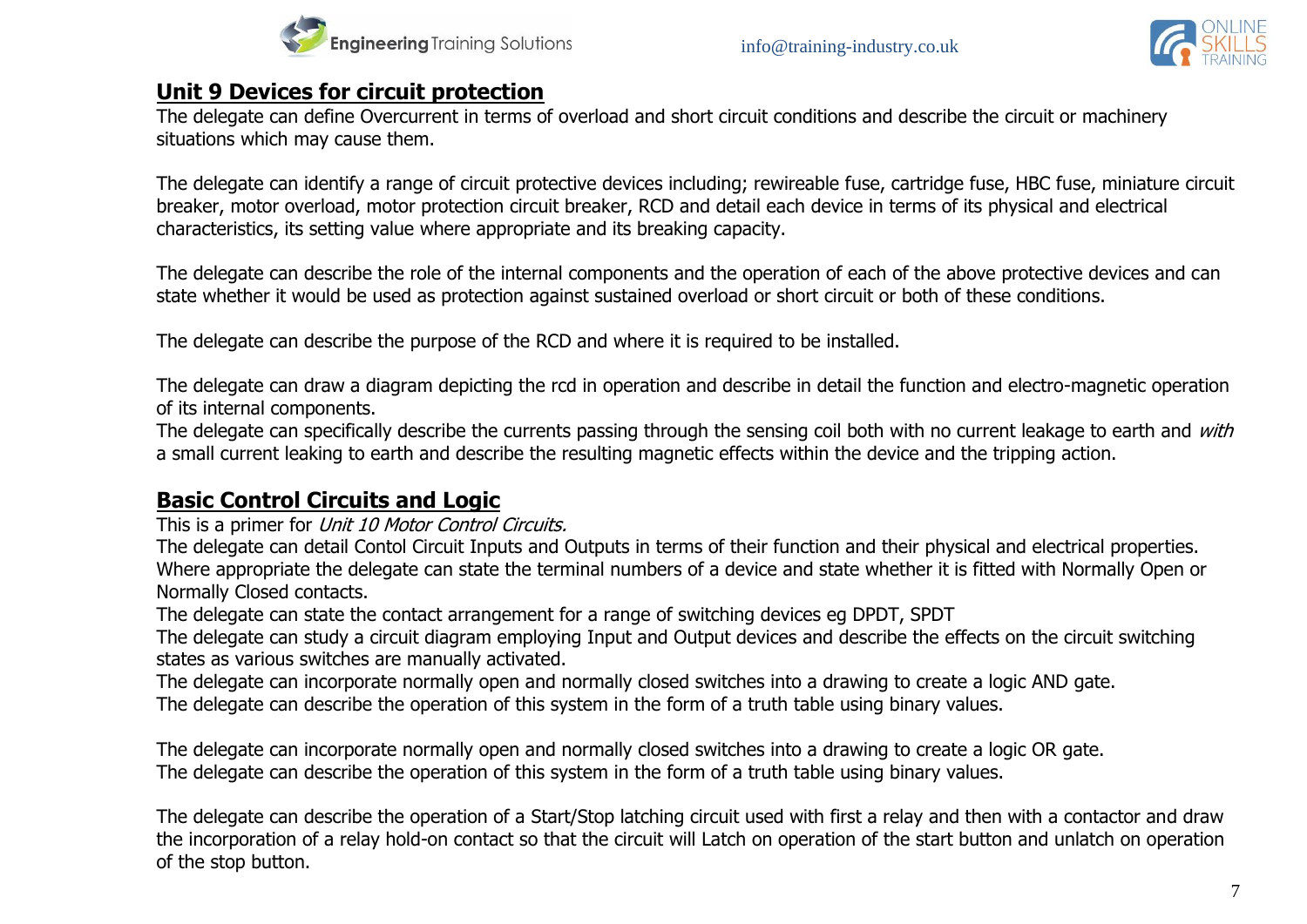## Unit 9 Devices for circuit protection

The delegate can define Overcurrent in terms of overload and short circuit conditions and describe the circuit or machinery situations which may cause them.

The delegate can identify a range of circuit protective devices including; rewireable fuse, cartridge fuse, HBC fuse, miniature circuit breaker, motor overload, motor protection circuit breaker, RCD and detail each device in terms of its physical and electrical characteristics, its setting value where appropriate and its breaking capacity.

The delegate can describe the role of the internal components and the operation of each of the above protective devices and can state whether it would be used as protection against sustained overload or short circuit or both of these conditions.

The delegate can describe the purpose of the RCD and where it is required to be installed.

The delegate can draw a diagram depicting the rcd in operation and describe in detail the function and electro-magnetic operation of its internal components.
The delegate can specifically describe the currents passing through the sensing coil both with no current leakage to earth and *with* a small current leaking to earth and describe the resulting magnetic effects within the device and the tripping action.

## Basic Control Circuits and Logic

This is a primer for *Unit 10 Motor Control Circuits.*
The delegate can detail Contol Circuit Inputs and Outputs in terms of their function and their physical and electrical properties. Where appropriate the delegate can state the terminal numbers of a device and state whether it is fitted with Normally Open or Normally Closed contacts.
The delegate can state the contact arrangement for a range of switching devices eg DPDT, SPDT
The delegate can study a circuit diagram employing Input and Output devices and describe the effects on the circuit switching states as various switches are manually activated.
The delegate can incorporate normally open and normally closed switches into a drawing to create a logic AND gate.
The delegate can describe the operation of this system in the form of a truth table using binary values.

The delegate can incorporate normally open and normally closed switches into a drawing to create a logic OR gate.
The delegate can describe the operation of this system in the form of a truth table using binary values.

The delegate can describe the operation of a Start/Stop latching circuit used with first a relay and then with a contactor and draw the incorporation of a relay hold-on contact so that the circuit will Latch on operation of the start button and unlatch on operation of the stop button.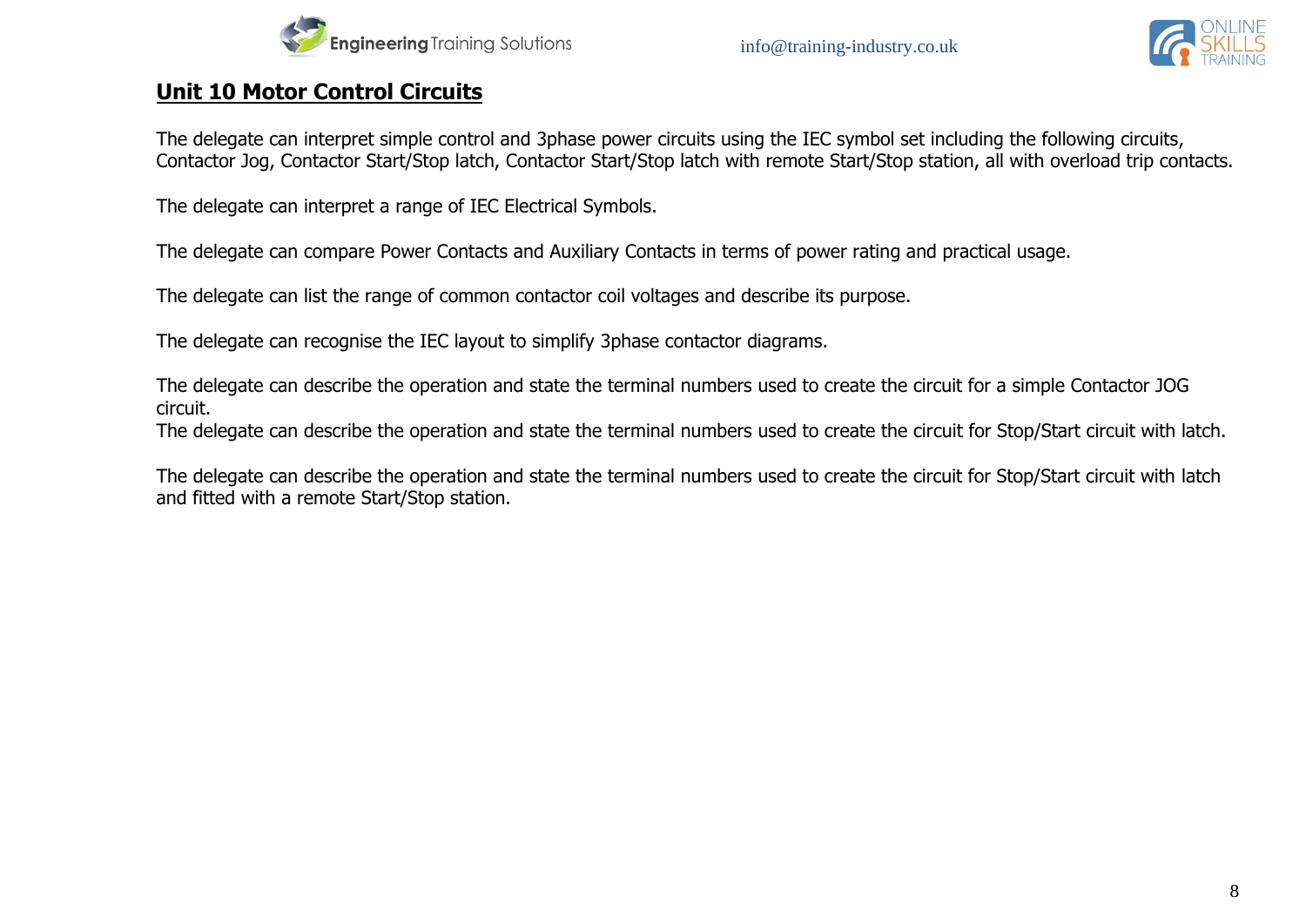## Unit 10 Motor Control Circuits

The delegate can interpret simple control and 3phase power circuits using the IEC symbol set including the following circuits, Contactor Jog, Contactor Start/Stop latch, Contactor Start/Stop latch with remote Start/Stop station, all with overload trip contacts.

The delegate can interpret a range of IEC Electrical Symbols.

The delegate can compare Power Contacts and Auxiliary Contacts in terms of power rating and practical usage.

The delegate can list the range of common contactor coil voltages and describe its purpose.

The delegate can recognise the IEC layout to simplify 3phase contactor diagrams.

The delegate can describe the operation and state the terminal numbers used to create the circuit for a simple Contactor JOG circuit.
The delegate can describe the operation and state the terminal numbers used to create the circuit for Stop/Start circuit with latch.

The delegate can describe the operation and state the terminal numbers used to create the circuit for Stop/Start circuit with latch and fitted with a remote Start/Stop station.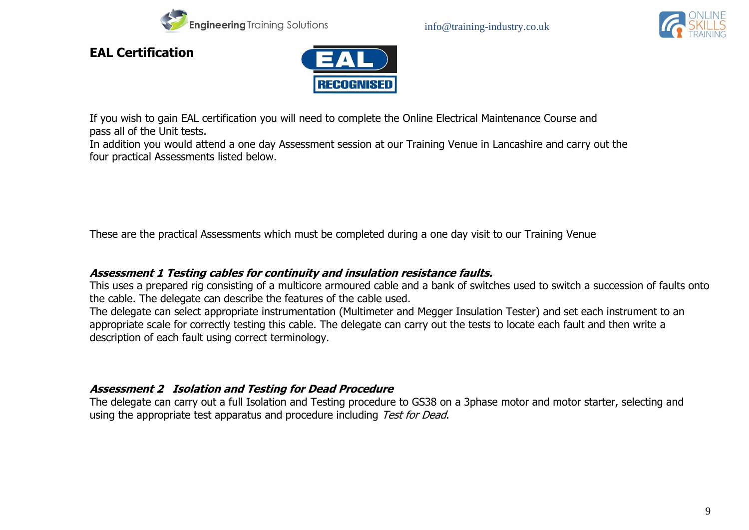## EAL Certification

If you wish to gain EAL certification you will need to complete the Online Electrical Maintenance Course and pass all of the Unit tests.
In addition you would attend a one day Assessment session at our Training Venue in Lancashire and carry out the four practical Assessments listed below.

These are the practical Assessments which must be completed during a one day visit to our Training Venue

***Assessment 1 Testing cables for continuity and insulation resistance faults.***
This uses a prepared rig consisting of a multicore armoured cable and a bank of switches used to switch a succession of faults onto the cable. The delegate can describe the features of the cable used.
The delegate can select appropriate instrumentation (Multimeter and Megger Insulation Tester) and set each instrument to an appropriate scale for correctly testing this cable. The delegate can carry out the tests to locate each fault and then write a description of each fault using correct terminology.

***Assessment 2 Isolation and Testing for Dead Procedure***
The delegate can carry out a full Isolation and Testing procedure to GS38 on a 3phase motor and motor starter, selecting and using the appropriate test apparatus and procedure including *Test for Dead*.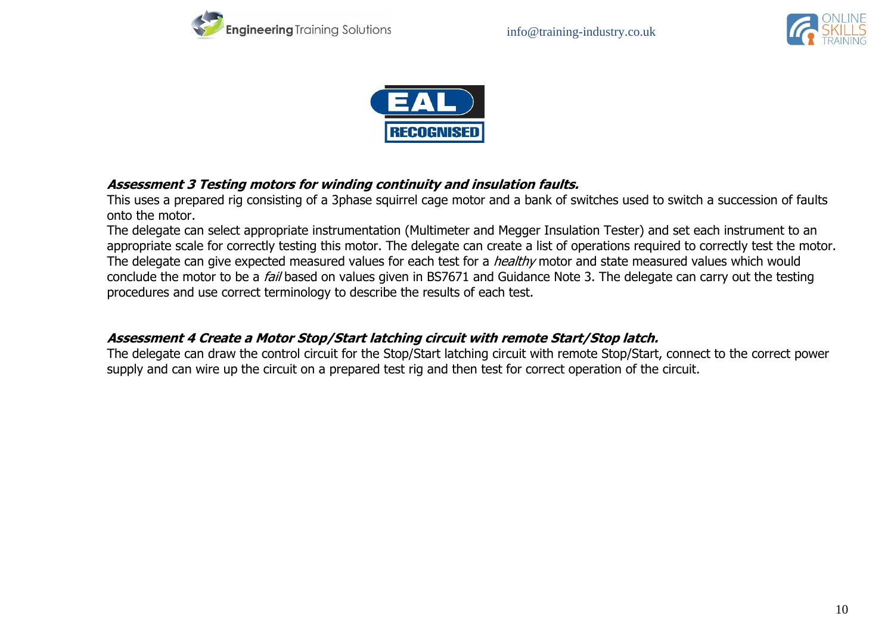***Assessment 3 Testing motors for winding continuity and insulation faults.***

This uses a prepared rig consisting of a 3phase squirrel cage motor and a bank of switches used to switch a succession of faults onto the motor.

The delegate can select appropriate instrumentation (Multimeter and Megger Insulation Tester) and set each instrument to an appropriate scale for correctly testing this motor. The delegate can create a list of operations required to correctly test the motor. The delegate can give expected measured values for each test for a *healthy* motor and state measured values which would conclude the motor to be a *fail* based on values given in BS7671 and Guidance Note 3. The delegate can carry out the testing procedures and use correct terminology to describe the results of each test.

***Assessment 4 Create a Motor Stop/Start latching circuit with remote Start/Stop latch.***

The delegate can draw the control circuit for the Stop/Start latching circuit with remote Stop/Start, connect to the correct power supply and can wire up the circuit on a prepared test rig and then test for correct operation of the circuit.